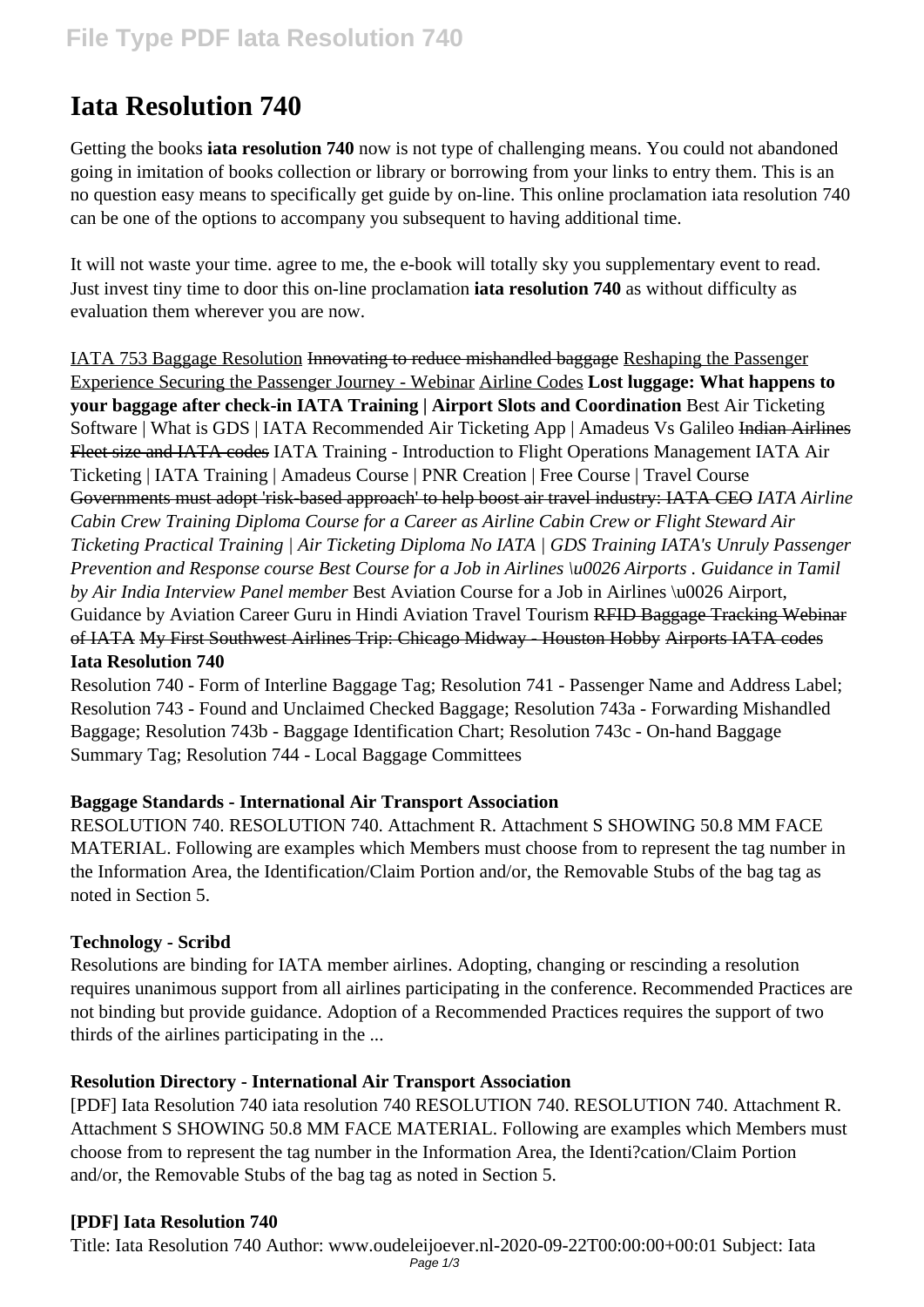# Iata Resolution 740

Getting the books **iata resolution 740** now is not type of challenging means. You could not abandoned going in imitation of books collection or library or borrowing from your links to entry them. This is an no question easy means to specifically get guide by on-line. This online proclamation iata resolution 740 can be one of the options to accompany you subsequent to having additional time.

It will not waste your time. agree to me, the e-book will totally sky you supplementary event to read. Just invest tiny time to door this on-line proclamation **iata resolution 740** as without difficulty as evaluation them wherever you are now.

IATA 753 Baggage Resolution ~~Innovating to reduce mishandled baggage~~ Reshaping the Passenger Experience Securing the Passenger Journey - Webinar Airline Codes **Lost luggage: What happens to your baggage after check-in IATA Training | Airport Slots and Coordination** Best Air Ticketing Software | What is GDS | IATA Recommended Air Ticketing App | Amadeus Vs Galileo ~~Indian Airlines Fleet size and IATA codes~~ IATA Training - Introduction to Flight Operations Management IATA Air Ticketing | IATA Training | Amadeus Course | PNR Creation | Free Course | Travel Course ~~Governments must adopt 'risk-based approach' to help boost air travel industry: IATA CEO~~ *IATA Airline Cabin Crew Training Diploma Course for a Career as Airline Cabin Crew or Flight Steward Air Ticketing Practical Training | Air Ticketing Diploma No IATA | GDS Training IATA's Unruly Passenger Prevention and Response course Best Course for a Job in Airlines \u0026 Airports . Guidance in Tamil by Air India Interview Panel member* Best Aviation Course for a Job in Airlines \u0026 Airport, Guidance by Aviation Career Guru in Hindi Aviation Travel Tourism ~~RFID Baggage Tracking Webinar of IATA~~ ~~My First Southwest Airlines Trip: Chicago Midway - Houston Hobby~~ ~~Airports IATA codes~~

**Iata Resolution 740**

Resolution 740 - Form of Interline Baggage Tag; Resolution 741 - Passenger Name and Address Label; Resolution 743 - Found and Unclaimed Checked Baggage; Resolution 743a - Forwarding Mishandled Baggage; Resolution 743b - Baggage Identification Chart; Resolution 743c - On-hand Baggage Summary Tag; Resolution 744 - Local Baggage Committees

**Baggage Standards - International Air Transport Association**

RESOLUTION 740. RESOLUTION 740. Attachment R. Attachment S SHOWING 50.8 MM FACE MATERIAL. Following are examples which Members must choose from to represent the tag number in the Information Area, the Identification/Claim Portion and/or, the Removable Stubs of the bag tag as noted in Section 5.

**Technology - Scribd**

Resolutions are binding for IATA member airlines. Adopting, changing or rescinding a resolution requires unanimous support from all airlines participating in the conference. Recommended Practices are not binding but provide guidance. Adoption of a Recommended Practices requires the support of two thirds of the airlines participating in the ...

**Resolution Directory - International Air Transport Association**

[PDF] Iata Resolution 740 iata resolution 740 RESOLUTION 740. RESOLUTION 740. Attachment R. Attachment S SHOWING 50.8 MM FACE MATERIAL. Following are examples which Members must choose from to represent the tag number in the Information Area, the Identi?cation/Claim Portion and/or, the Removable Stubs of the bag tag as noted in Section 5.

**[PDF] Iata Resolution 740**

Title: Iata Resolution 740 Author: www.oudeleijoever.nl-2020-09-22T00:00:00+00:01 Subject: Iata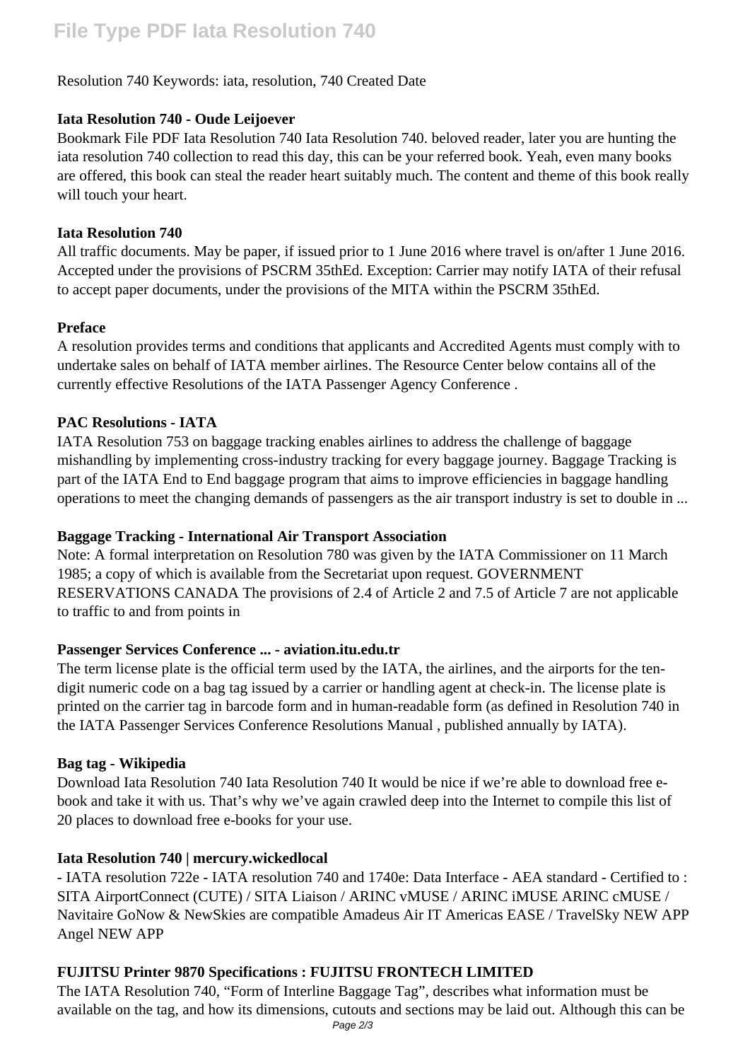Resolution 740 Keywords: iata, resolution, 740 Created Date

**Iata Resolution 740 - Oude Leijoever**

Bookmark File PDF Iata Resolution 740 Iata Resolution 740. beloved reader, later you are hunting the iata resolution 740 collection to read this day, this can be your referred book. Yeah, even many books are offered, this book can steal the reader heart suitably much. The content and theme of this book really will touch your heart.

**Iata Resolution 740**

All traffic documents. May be paper, if issued prior to 1 June 2016 where travel is on/after 1 June 2016. Accepted under the provisions of PSCRM 35thEd. Exception: Carrier may notify IATA of their refusal to accept paper documents, under the provisions of the MITA within the PSCRM 35thEd.

**Preface**

A resolution provides terms and conditions that applicants and Accredited Agents must comply with to undertake sales on behalf of IATA member airlines. The Resource Center below contains all of the currently effective Resolutions of the IATA Passenger Agency Conference .

**PAC Resolutions - IATA**

IATA Resolution 753 on baggage tracking enables airlines to address the challenge of baggage mishandling by implementing cross-industry tracking for every baggage journey. Baggage Tracking is part of the IATA End to End baggage program that aims to improve efficiencies in baggage handling operations to meet the changing demands of passengers as the air transport industry is set to double in ...

**Baggage Tracking - International Air Transport Association**

Note: A formal interpretation on Resolution 780 was given by the IATA Commissioner on 11 March 1985; a copy of which is available from the Secretariat upon request. GOVERNMENT RESERVATIONS CANADA The provisions of 2.4 of Article 2 and 7.5 of Article 7 are not applicable to traffic to and from points in

**Passenger Services Conference ... - aviation.itu.edu.tr**

The term license plate is the official term used by the IATA, the airlines, and the airports for the ten-digit numeric code on a bag tag issued by a carrier or handling agent at check-in. The license plate is printed on the carrier tag in barcode form and in human-readable form (as defined in Resolution 740 in the IATA Passenger Services Conference Resolutions Manual , published annually by IATA).

**Bag tag - Wikipedia**

Download Iata Resolution 740 Iata Resolution 740 It would be nice if we're able to download free e-book and take it with us. That's why we've again crawled deep into the Internet to compile this list of 20 places to download free e-books for your use.

**Iata Resolution 740 | mercury.wickedlocal**

- IATA resolution 722e - IATA resolution 740 and 1740e: Data Interface - AEA standard - Certified to : SITA AirportConnect (CUTE) / SITA Liaison / ARINC vMUSE / ARINC iMUSE ARINC cMUSE / Navitaire GoNow & NewSkies are compatible Amadeus Air IT Americas EASE / TravelSky NEW APP Angel NEW APP

**FUJITSU Printer 9870 Specifications : FUJITSU FRONTECH LIMITED**

The IATA Resolution 740, "Form of Interline Baggage Tag", describes what information must be available on the tag, and how its dimensions, cutouts and sections may be laid out. Although this can be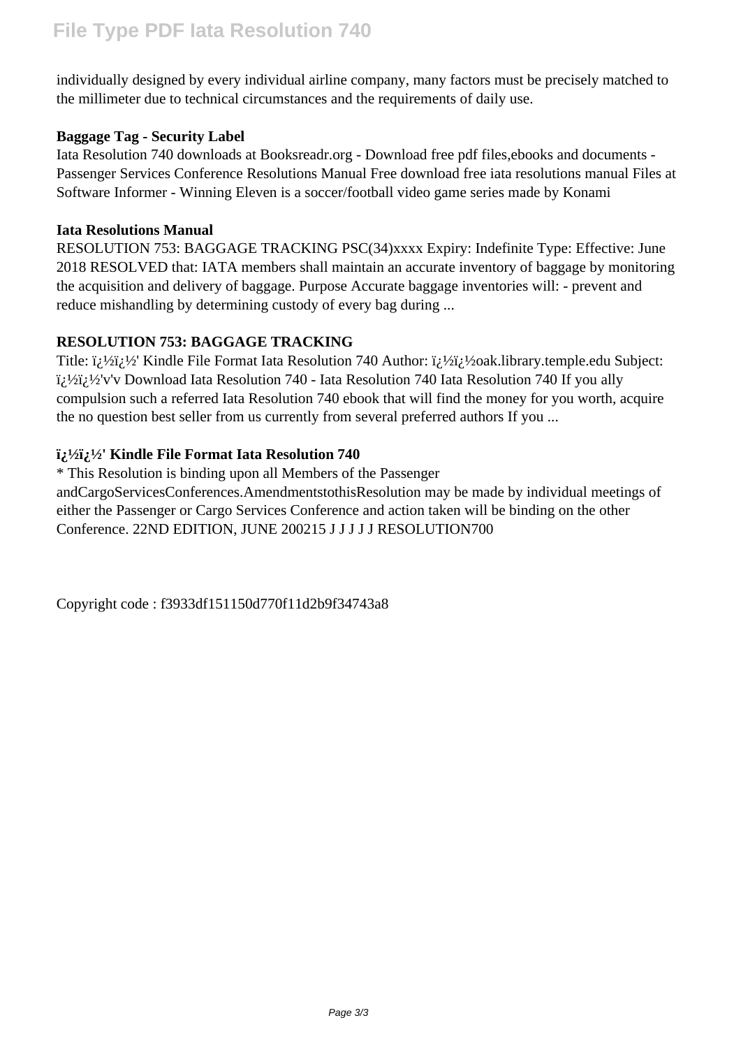individually designed by every individual airline company, many factors must be precisely matched to the millimeter due to technical circumstances and the requirements of daily use.

**Baggage Tag - Security Label**

Iata Resolution 740 downloads at Booksreadr.org - Download free pdf files,ebooks and documents - Passenger Services Conference Resolutions Manual Free download free iata resolutions manual Files at Software Informer - Winning Eleven is a soccer/football video game series made by Konami

**Iata Resolutions Manual**

RESOLUTION 753: BAGGAGE TRACKING PSC(34)xxxx Expiry: Indefinite Type: Effective: June 2018 RESOLVED that: IATA members shall maintain an accurate inventory of baggage by monitoring the acquisition and delivery of baggage. Purpose Accurate baggage inventories will: - prevent and reduce mishandling by determining custody of every bag during ...

**RESOLUTION 753: BAGGAGE TRACKING**

Title: ï¿½ï¿½' Kindle File Format Iata Resolution 740 Author: ï¿½ï¿½oak.library.temple.edu Subject: ï¿½ï¿½'v'v Download Iata Resolution 740 - Iata Resolution 740 Iata Resolution 740 If you ally compulsion such a referred Iata Resolution 740 ebook that will find the money for you worth, acquire the no question best seller from us currently from several preferred authors If you ...

**ï¿½ï¿½' Kindle File Format Iata Resolution 740**

* This Resolution is binding upon all Members of the Passenger andCargoServicesConferences.AmendmentstothisResolution may be made by individual meetings of either the Passenger or Cargo Services Conference and action taken will be binding on the other Conference. 22ND EDITION, JUNE 200215 J J J J J RESOLUTION700

Copyright code : f3933df151150d770f11d2b9f34743a8